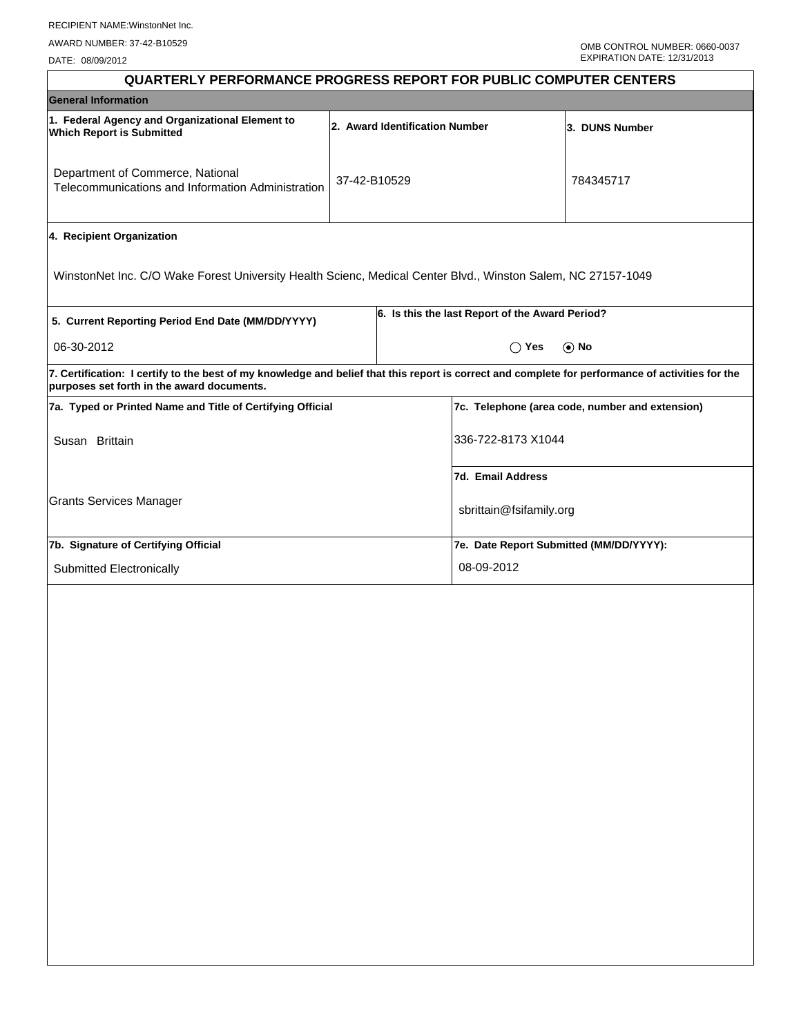RECIPIENT NAME:WinstonNet Inc.

AWARD NUMBER: 37-42-B10529

DATE: 08/09/2012

OMB CONTROL NUMBER: 0660-0037
EXPIRATION DATE: 12/31/2013

# QUARTERLY PERFORMANCE PROGRESS REPORT FOR PUBLIC COMPUTER CENTERS

## General Information

| 1. Federal Agency and Organizational Element to Which Report is Submitted | 2. Award Identification Number | 3. DUNS Number |
|---|---|---|
| Department of Commerce, National Telecommunications and Information Administration | 37-42-B10529 | 784345717 |

**4. Recipient Organization**

WinstonNet Inc. C/O Wake Forest University Health Scienc, Medical Center Blvd., Winston Salem, NC 27157-1049

| 5. Current Reporting Period End Date (MM/DD/YYYY) | 6. Is this the last Report of the Award Period? |
|---|---|
| 06-30-2012 | ◯ Yes ⦿ No |

**7. Certification: I certify to the best of my knowledge and belief that this report is correct and complete for performance of activities for the purposes set forth in the award documents.**

| 7a. Typed or Printed Name and Title of Certifying Official | 7c. Telephone (area code, number and extension) |
|---|---|
| Susan Brittain | 336-722-8173 X1044 |
| | **7d. Email Address** |
| Grants Services Manager | sbrittain@fsifamily.org |
| **7b. Signature of Certifying Official** | **7e. Date Report Submitted (MM/DD/YYYY):** |
| Submitted Electronically | 08-09-2012 |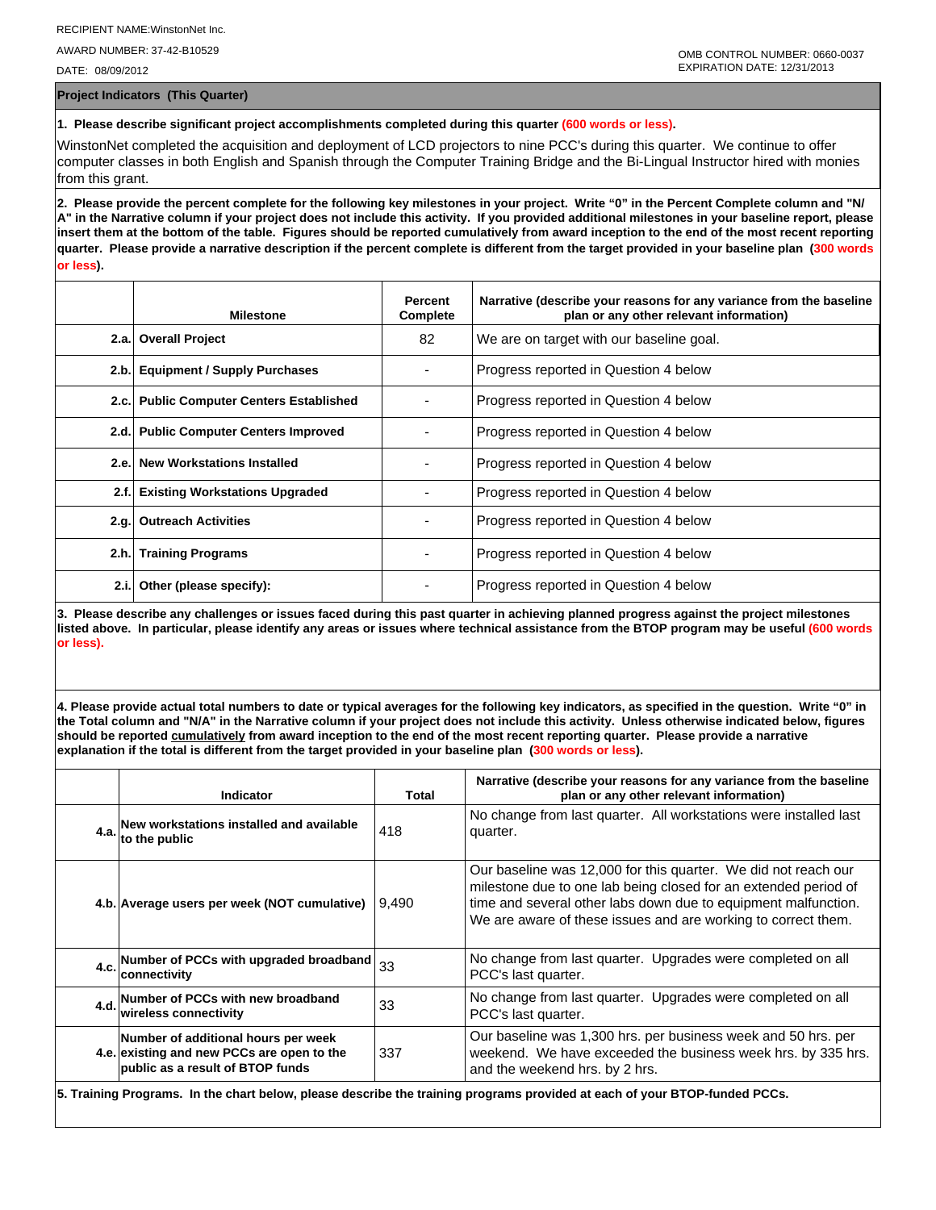RECIPIENT NAME:WinstonNet Inc.

AWARD NUMBER: 37-42-B10529

DATE: 08/09/2012

OMB CONTROL NUMBER: 0660-0037
EXPIRATION DATE: 12/31/2013

## Project Indicators (This Quarter)

**1. Please describe significant project accomplishments completed during this quarter (600 words or less).**

WinstonNet completed the acquisition and deployment of LCD projectors to nine PCC's during this quarter. We continue to offer computer classes in both English and Spanish through the Computer Training Bridge and the Bi-Lingual Instructor hired with monies from this grant.

**2. Please provide the percent complete for the following key milestones in your project. Write "0" in the Percent Complete column and "N/A" in the Narrative column if your project does not include this activity. If you provided additional milestones in your baseline report, please insert them at the bottom of the table. Figures should be reported cumulatively from award inception to the end of the most recent reporting quarter. Please provide a narrative description if the percent complete is different from the target provided in your baseline plan (300 words or less).**

| | Milestone | Percent Complete | Narrative (describe your reasons for any variance from the baseline plan or any other relevant information) |
|---|---|---|---|
| 2.a. | Overall Project | 82 | We are on target with our baseline goal. |
| 2.b. | Equipment / Supply Purchases | - | Progress reported in Question 4 below |
| 2.c. | Public Computer Centers Established | - | Progress reported in Question 4 below |
| 2.d. | Public Computer Centers Improved | - | Progress reported in Question 4 below |
| 2.e. | New Workstations Installed | - | Progress reported in Question 4 below |
| 2.f. | Existing Workstations Upgraded | - | Progress reported in Question 4 below |
| 2.g. | Outreach Activities | - | Progress reported in Question 4 below |
| 2.h. | Training Programs | - | Progress reported in Question 4 below |
| 2.i. | Other (please specify): | - | Progress reported in Question 4 below |

**3. Please describe any challenges or issues faced during this past quarter in achieving planned progress against the project milestones listed above. In particular, please identify any areas or issues where technical assistance from the BTOP program may be useful (600 words or less).**

**4. Please provide actual total numbers to date or typical averages for the following key indicators, as specified in the question. Write "0" in the Total column and "N/A" in the Narrative column if your project does not include this activity. Unless otherwise indicated below, figures should be reported cumulatively from award inception to the end of the most recent reporting quarter. Please provide a narrative explanation if the total is different from the target provided in your baseline plan (300 words or less).**

| | Indicator | Total | Narrative (describe your reasons for any variance from the baseline plan or any other relevant information) |
|---|---|---|---|
| 4.a. | New workstations installed and available to the public | 418 | No change from last quarter. All workstations were installed last quarter. |
| 4.b. | Average users per week (NOT cumulative) | 9,490 | Our baseline was 12,000 for this quarter. We did not reach our milestone due to one lab being closed for an extended period of time and several other labs down due to equipment malfunction. We are aware of these issues and are working to correct them. |
| 4.c. | Number of PCCs with upgraded broadband connectivity | 33 | No change from last quarter. Upgrades were completed on all PCC's last quarter. |
| 4.d. | Number of PCCs with new broadband wireless connectivity | 33 | No change from last quarter. Upgrades were completed on all PCC's last quarter. |
| 4.e. | Number of additional hours per week existing and new PCCs are open to the public as a result of BTOP funds | 337 | Our baseline was 1,300 hrs. per business week and 50 hrs. per weekend. We have exceeded the business week hrs. by 335 hrs. and the weekend hrs. by 2 hrs. |

**5. Training Programs. In the chart below, please describe the training programs provided at each of your BTOP-funded PCCs.**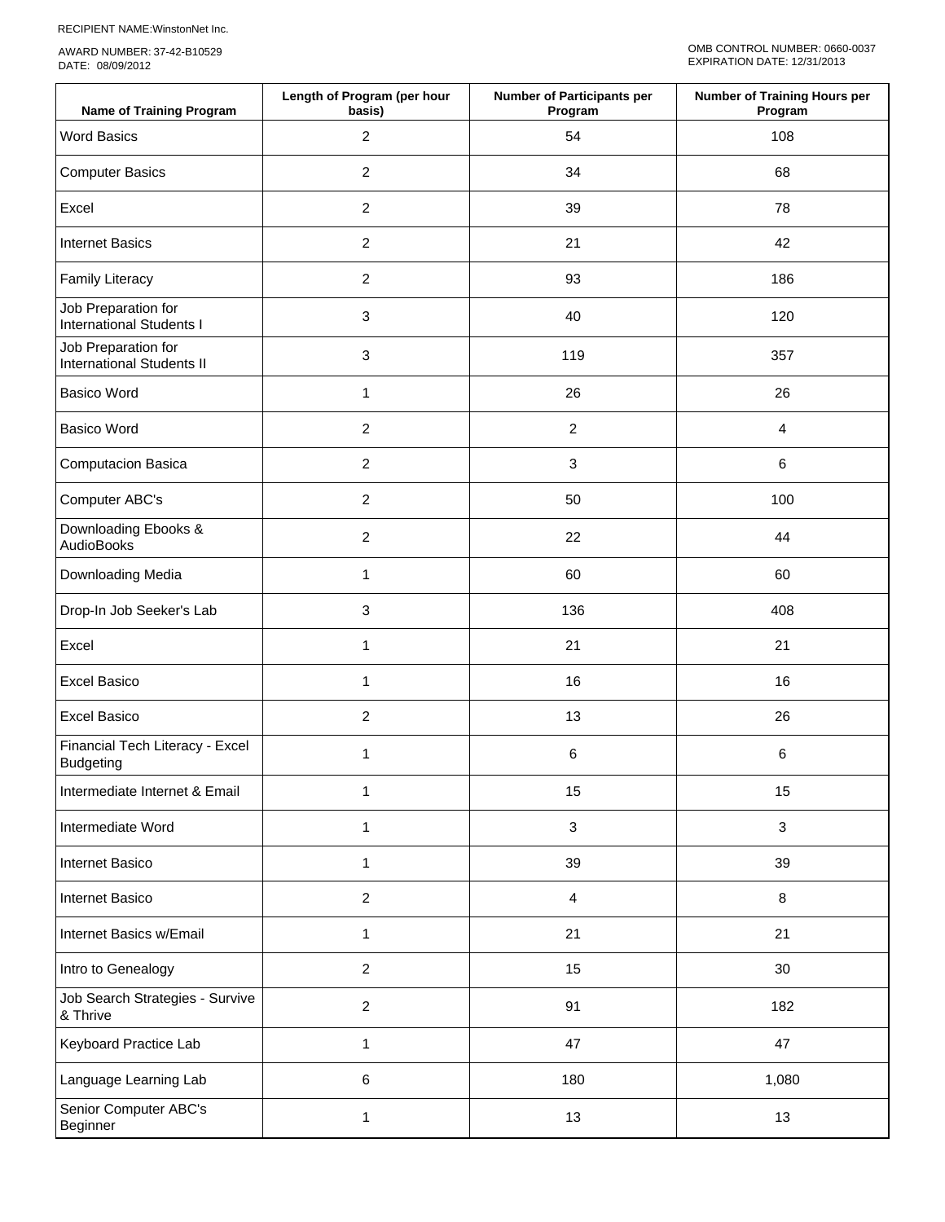RECIPIENT NAME:WinstonNet Inc.

AWARD NUMBER: 37-42-B10529
DATE: 08/09/2012

OMB CONTROL NUMBER: 0660-0037
EXPIRATION DATE: 12/31/2013

| Name of Training Program | Length of Program (per hour basis) | Number of Participants per Program | Number of Training Hours per Program |
|---|---|---|---|
| Word Basics | 2 | 54 | 108 |
| Computer Basics | 2 | 34 | 68 |
| Excel | 2 | 39 | 78 |
| Internet Basics | 2 | 21 | 42 |
| Family Literacy | 2 | 93 | 186 |
| Job Preparation for International Students I | 3 | 40 | 120 |
| Job Preparation for International Students II | 3 | 119 | 357 |
| Basico Word | 1 | 26 | 26 |
| Basico Word | 2 | 2 | 4 |
| Computacion Basica | 2 | 3 | 6 |
| Computer ABC's | 2 | 50 | 100 |
| Downloading Ebooks & AudioBooks | 2 | 22 | 44 |
| Downloading Media | 1 | 60 | 60 |
| Drop-In Job Seeker's Lab | 3 | 136 | 408 |
| Excel | 1 | 21 | 21 |
| Excel Basico | 1 | 16 | 16 |
| Excel Basico | 2 | 13 | 26 |
| Financial Tech Literacy - Excel Budgeting | 1 | 6 | 6 |
| Intermediate Internet & Email | 1 | 15 | 15 |
| Intermediate Word | 1 | 3 | 3 |
| Internet Basico | 1 | 39 | 39 |
| Internet Basico | 2 | 4 | 8 |
| Internet Basics w/Email | 1 | 21 | 21 |
| Intro to Genealogy | 2 | 15 | 30 |
| Job Search Strategies - Survive & Thrive | 2 | 91 | 182 |
| Keyboard Practice Lab | 1 | 47 | 47 |
| Language Learning Lab | 6 | 180 | 1,080 |
| Senior Computer ABC's Beginner | 1 | 13 | 13 |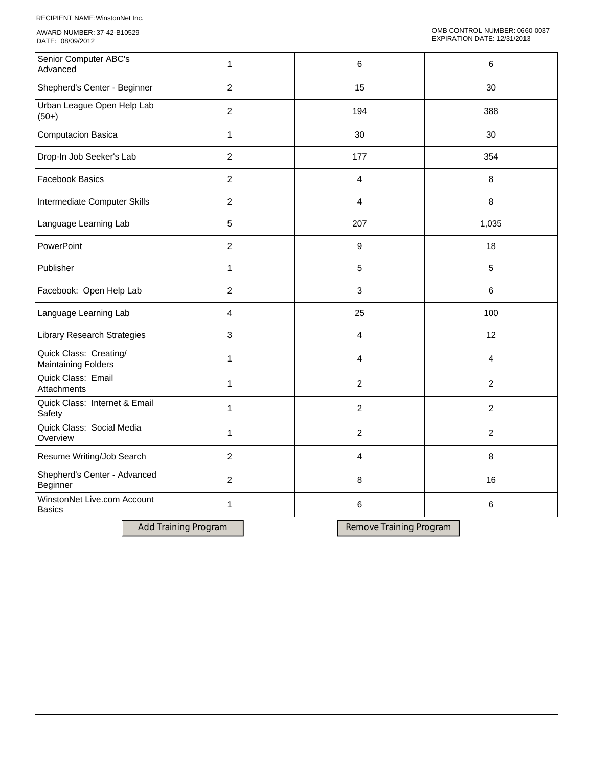RECIPIENT NAME:WinstonNet Inc.

AWARD NUMBER: 37-42-B10529
DATE: 08/09/2012

OMB CONTROL NUMBER: 0660-0037
EXPIRATION DATE: 12/31/2013

| | | | |
|---|---|---|---|
| Senior Computer ABC's Advanced | 1 | 6 | 6 |
| Shepherd's Center - Beginner | 2 | 15 | 30 |
| Urban League Open Help Lab (50+) | 2 | 194 | 388 |
| Computacion Basica | 1 | 30 | 30 |
| Drop-In Job Seeker's Lab | 2 | 177 | 354 |
| Facebook Basics | 2 | 4 | 8 |
| Intermediate Computer Skills | 2 | 4 | 8 |
| Language Learning Lab | 5 | 207 | 1,035 |
| PowerPoint | 2 | 9 | 18 |
| Publisher | 1 | 5 | 5 |
| Facebook: Open Help Lab | 2 | 3 | 6 |
| Language Learning Lab | 4 | 25 | 100 |
| Library Research Strategies | 3 | 4 | 12 |
| Quick Class: Creating/ Maintaining Folders | 1 | 4 | 4 |
| Quick Class: Email Attachments | 1 | 2 | 2 |
| Quick Class: Internet & Email Safety | 1 | 2 | 2 |
| Quick Class: Social Media Overview | 1 | 2 | 2 |
| Resume Writing/Job Search | 2 | 4 | 8 |
| Shepherd's Center - Advanced Beginner | 2 | 8 | 16 |
| WinstonNet Live.com Account Basics | 1 | 6 | 6 |

Add Training Program

Remove Training Program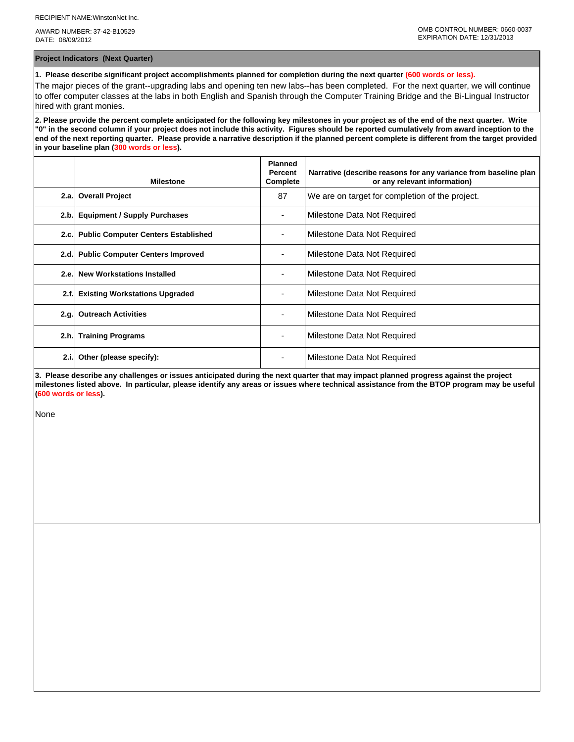RECIPIENT NAME:WinstonNet Inc.

AWARD NUMBER: 37-42-B10529
DATE: 08/09/2012

OMB CONTROL NUMBER: 0660-0037
EXPIRATION DATE: 12/31/2013

## Project Indicators (Next Quarter)

**1. Please describe significant project accomplishments planned for completion during the next quarter (600 words or less).**

The major pieces of the grant--upgrading labs and opening ten new labs--has been completed. For the next quarter, we will continue to offer computer classes at the labs in both English and Spanish through the Computer Training Bridge and the Bi-Lingual Instructor hired with grant monies.

**2. Please provide the percent complete anticipated for the following key milestones in your project as of the end of the next quarter. Write "0" in the second column if your project does not include this activity. Figures should be reported cumulatively from award inception to the end of the next reporting quarter. Please provide a narrative description if the planned percent complete is different from the target provided in your baseline plan (300 words or less).**

| | Milestone | Planned Percent Complete | Narrative (describe reasons for any variance from baseline plan or any relevant information) |
|---|---|---|---|
| 2.a. | **Overall Project** | 87 | We are on target for completion of the project. |
| 2.b. | **Equipment / Supply Purchases** | - | Milestone Data Not Required |
| 2.c. | **Public Computer Centers Established** | - | Milestone Data Not Required |
| 2.d. | **Public Computer Centers Improved** | - | Milestone Data Not Required |
| 2.e. | **New Workstations Installed** | - | Milestone Data Not Required |
| 2.f. | **Existing Workstations Upgraded** | - | Milestone Data Not Required |
| 2.g. | **Outreach Activities** | - | Milestone Data Not Required |
| 2.h. | **Training Programs** | - | Milestone Data Not Required |
| 2.i. | **Other (please specify):** | - | Milestone Data Not Required |

**3. Please describe any challenges or issues anticipated during the next quarter that may impact planned progress against the project milestones listed above. In particular, please identify any areas or issues where technical assistance from the BTOP program may be useful (600 words or less).**

None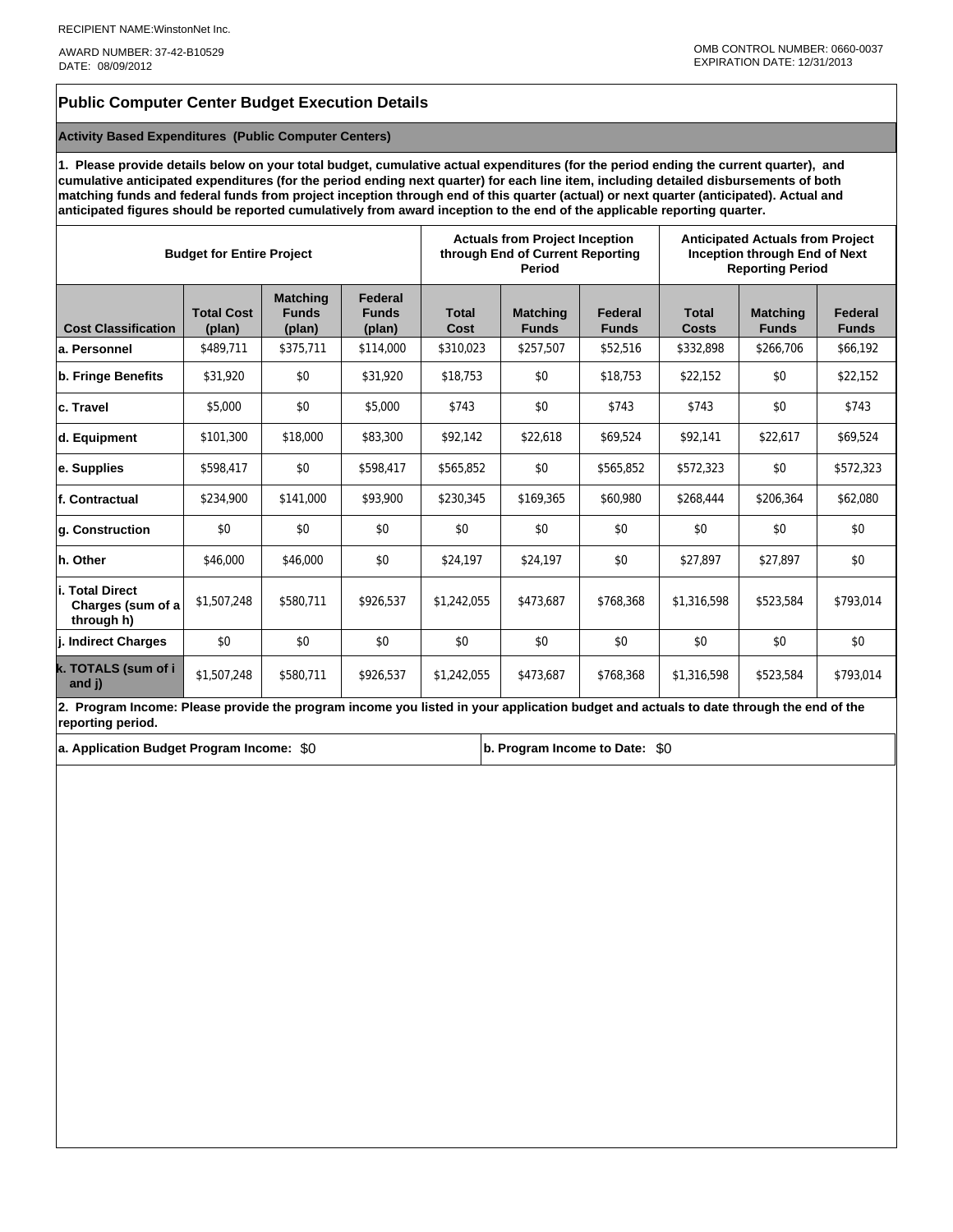RECIPIENT NAME:WinstonNet Inc.

AWARD NUMBER: 37-42-B10529
DATE: 08/09/2012

OMB CONTROL NUMBER: 0660-0037
EXPIRATION DATE: 12/31/2013

## Public Computer Center Budget Execution Details

**Activity Based Expenditures (Public Computer Centers)**

**1. Please provide details below on your total budget, cumulative actual expenditures (for the period ending the current quarter), and cumulative anticipated expenditures (for the period ending next quarter) for each line item, including detailed disbursements of both matching funds and federal funds from project inception through end of this quarter (actual) or next quarter (anticipated). Actual and anticipated figures should be reported cumulatively from award inception to the end of the applicable reporting quarter.**

| | Budget for Entire Project | | | Actuals from Project Inception through End of Current Reporting Period | | | Anticipated Actuals from Project Inception through End of Next Reporting Period | | |
|---|---|---|---|---|---|---|---|---|---|
| **Cost Classification** | **Total Cost (plan)** | **Matching Funds (plan)** | **Federal Funds (plan)** | **Total Cost** | **Matching Funds** | **Federal Funds** | **Total Costs** | **Matching Funds** | **Federal Funds** |
| **a. Personnel** | $489,711 | $375,711 | $114,000 | $310,023 | $257,507 | $52,516 | $332,898 | $266,706 | $66,192 |
| **b. Fringe Benefits** | $31,920 | $0 | $31,920 | $18,753 | $0 | $18,753 | $22,152 | $0 | $22,152 |
| **c. Travel** | $5,000 | $0 | $5,000 | $743 | $0 | $743 | $743 | $0 | $743 |
| **d. Equipment** | $101,300 | $18,000 | $83,300 | $92,142 | $22,618 | $69,524 | $92,141 | $22,617 | $69,524 |
| **e. Supplies** | $598,417 | $0 | $598,417 | $565,852 | $0 | $565,852 | $572,323 | $0 | $572,323 |
| **f. Contractual** | $234,900 | $141,000 | $93,900 | $230,345 | $169,365 | $60,980 | $268,444 | $206,364 | $62,080 |
| **g. Construction** | $0 | $0 | $0 | $0 | $0 | $0 | $0 | $0 | $0 |
| **h. Other** | $46,000 | $46,000 | $0 | $24,197 | $24,197 | $0 | $27,897 | $27,897 | $0 |
| **i. Total Direct Charges (sum of a through h)** | $1,507,248 | $580,711 | $926,537 | $1,242,055 | $473,687 | $768,368 | $1,316,598 | $523,584 | $793,014 |
| **j. Indirect Charges** | $0 | $0 | $0 | $0 | $0 | $0 | $0 | $0 | $0 |
| **k. TOTALS (sum of i and j)** | $1,507,248 | $580,711 | $926,537 | $1,242,055 | $473,687 | $768,368 | $1,316,598 | $523,584 | $793,014 |

**2. Program Income: Please provide the program income you listed in your application budget and actuals to date through the end of the reporting period.**

**a. Application Budget Program Income:** $0

**b. Program Income to Date:** $0